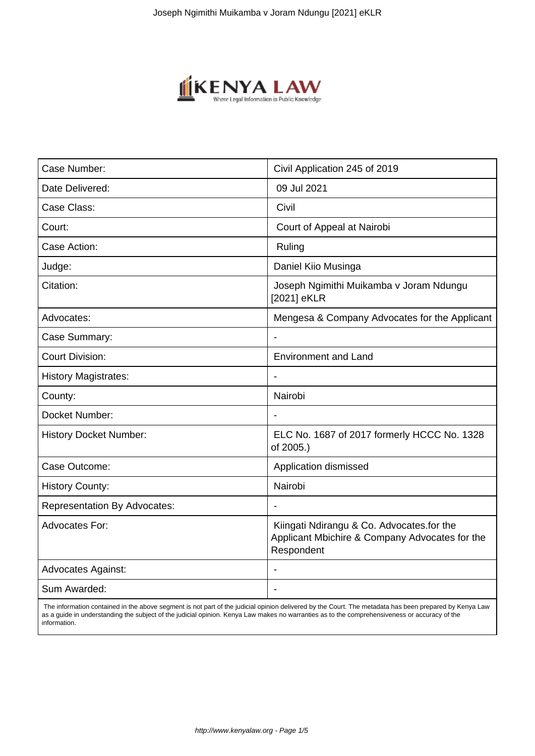| | |
|---|---|
| Case Number: | Civil Application 245 of 2019 |
| Date Delivered: | 09 Jul 2021 |
| Case Class: | Civil |
| Court: | Court of Appeal at Nairobi |
| Case Action: | Ruling |
| Judge: | Daniel Kiio Musinga |
| Citation: | Joseph Ngimithi Muikamba v Joram Ndungu [2021] eKLR |
| Advocates: | Mengesa & Company Advocates for the Applicant |
| Case Summary: | - |
| Court Division: | Environment and Land |
| History Magistrates: | - |
| County: | Nairobi |
| Docket Number: | - |
| History Docket Number: | ELC No. 1687 of 2017 formerly HCCC No. 1328 of 2005.) |
| Case Outcome: | Application dismissed |
| History County: | Nairobi |
| Representation By Advocates: | - |
| Advocates For: | Kiingati Ndirangu & Co. Advocates.for the Applicant Mbichire & Company Advocates for the Respondent |
| Advocates Against: | - |
| Sum Awarded: | - |

The information contained in the above segment is not part of the judicial opinion delivered by the Court. The metadata has been prepared by Kenya Law as a guide in understanding the subject of the judicial opinion. Kenya Law makes no warranties as to the comprehensiveness or accuracy of the information.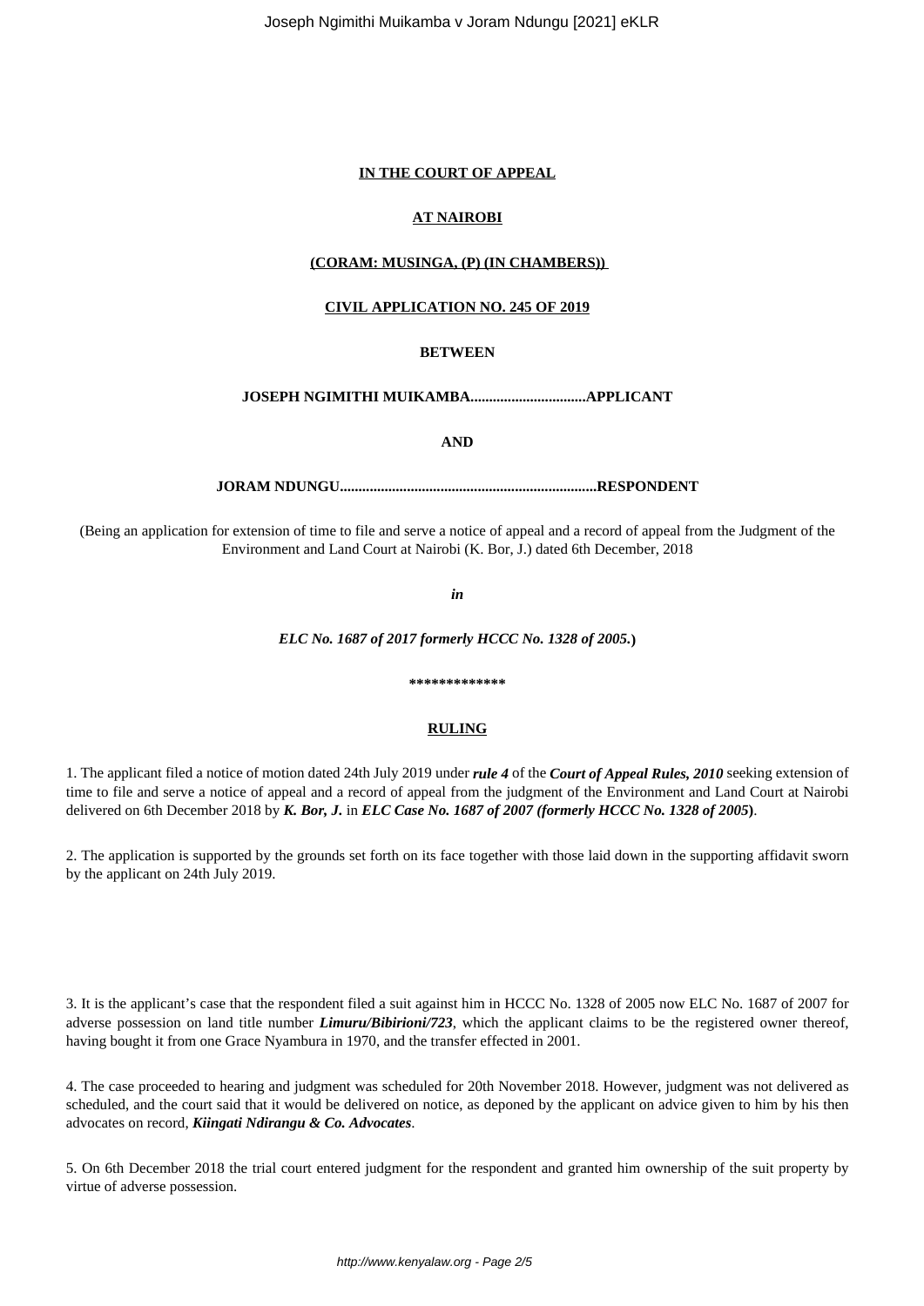**IN THE COURT OF APPEAL**

**AT NAIROBI**

**(CORAM: MUSINGA, (P) (IN CHAMBERS))**

**CIVIL APPLICATION NO. 245 OF 2019**

**BETWEEN**

**JOSEPH NGIMITHI MUIKAMBA...............................APPLICANT**

**AND**

**JORAM NDUNGU....................................................................RESPONDENT**

(Being an application for extension of time to file and serve a notice of appeal and a record of appeal from the Judgment of the Environment and Land Court at Nairobi (K. Bor, J.) dated 6th December, 2018

***in***

***ELC No. 1687 of 2017 formerly HCCC No. 1328 of 2005.*)**

**\*\*\*\*\*\*\*\*\*\*\*\*\***

**RULING**

1. The applicant filed a notice of motion dated 24th July 2019 under ***rule 4*** of the ***Court of Appeal Rules, 2010*** seeking extension of time to file and serve a notice of appeal and a record of appeal from the judgment of the Environment and Land Court at Nairobi delivered on 6th December 2018 by ***K. Bor, J.*** in ***ELC Case No. 1687 of 2007 (formerly HCCC No. 1328 of 2005***).

2. The application is supported by the grounds set forth on its face together with those laid down in the supporting affidavit sworn by the applicant on 24th July 2019.

3. It is the applicant's case that the respondent filed a suit against him in HCCC No. 1328 of 2005 now ELC No. 1687 of 2007 for adverse possession on land title number ***Limuru/Bibirioni/723***, which the applicant claims to be the registered owner thereof, having bought it from one Grace Nyambura in 1970, and the transfer effected in 2001.

4. The case proceeded to hearing and judgment was scheduled for 20th November 2018. However, judgment was not delivered as scheduled, and the court said that it would be delivered on notice, as deponed by the applicant on advice given to him by his then advocates on record, ***Kiingati Ndirangu & Co. Advocates***.

5. On 6th December 2018 the trial court entered judgment for the respondent and granted him ownership of the suit property by virtue of adverse possession.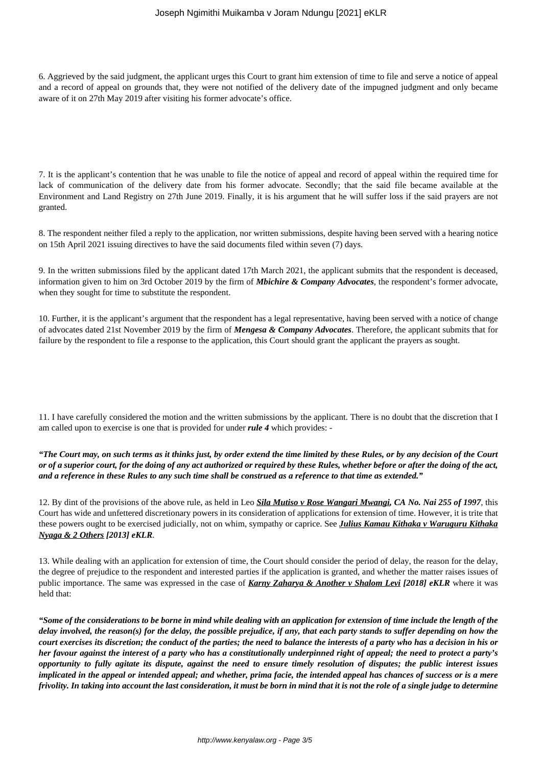6. Aggrieved by the said judgment, the applicant urges this Court to grant him extension of time to file and serve a notice of appeal and a record of appeal on grounds that, they were not notified of the delivery date of the impugned judgment and only became aware of it on 27th May 2019 after visiting his former advocate's office.

7. It is the applicant's contention that he was unable to file the notice of appeal and record of appeal within the required time for lack of communication of the delivery date from his former advocate. Secondly; that the said file became available at the Environment and Land Registry on 27th June 2019. Finally, it is his argument that he will suffer loss if the said prayers are not granted.

8. The respondent neither filed a reply to the application, nor written submissions, despite having been served with a hearing notice on 15th April 2021 issuing directives to have the said documents filed within seven (7) days.

9. In the written submissions filed by the applicant dated 17th March 2021, the applicant submits that the respondent is deceased, information given to him on 3rd October 2019 by the firm of ***Mbichire & Company Advocates***, the respondent's former advocate, when they sought for time to substitute the respondent.

10. Further, it is the applicant's argument that the respondent has a legal representative, having been served with a notice of change of advocates dated 21st November 2019 by the firm of ***Mengesa & Company Advocates***. Therefore, the applicant submits that for failure by the respondent to file a response to the application, this Court should grant the applicant the prayers as sought.

11. I have carefully considered the motion and the written submissions by the applicant. There is no doubt that the discretion that I am called upon to exercise is one that is provided for under ***rule 4*** which provides: -

***"The Court may, on such terms as it thinks just, by order extend the time limited by these Rules, or by any decision of the Court or of a superior court, for the doing of any act authorized or required by these Rules, whether before or after the doing of the act, and a reference in these Rules to any such time shall be construed as a reference to that time as extended."***

12. By dint of the provisions of the above rule, as held in Leo ***Sila Mutiso v Rose Wangari Mwangi, CA No. Nai 255 of 1997***, this Court has wide and unfettered discretionary powers in its consideration of applications for extension of time. However, it is trite that these powers ought to be exercised judicially, not on whim, sympathy or caprice. See ***Julius Kamau Kithaka v Waruguru Kithaka Nyaga & 2 Others [2013] eKLR***.

13. While dealing with an application for extension of time, the Court should consider the period of delay, the reason for the delay, the degree of prejudice to the respondent and interested parties if the application is granted, and whether the matter raises issues of public importance. The same was expressed in the case of ***Karny Zaharya & Another v Shalom Levi [2018] eKLR*** where it was held that:

***"Some of the considerations to be borne in mind while dealing with an application for extension of time include the length of the delay involved, the reason(s) for the delay, the possible prejudice, if any, that each party stands to suffer depending on how the court exercises its discretion; the conduct of the parties; the need to balance the interests of a party who has a decision in his or her favour against the interest of a party who has a constitutionally underpinned right of appeal; the need to protect a party's opportunity to fully agitate its dispute, against the need to ensure timely resolution of disputes; the public interest issues implicated in the appeal or intended appeal; and whether, prima facie, the intended appeal has chances of success or is a mere frivolity. In taking into account the last consideration, it must be born in mind that it is not the role of a single judge to determine***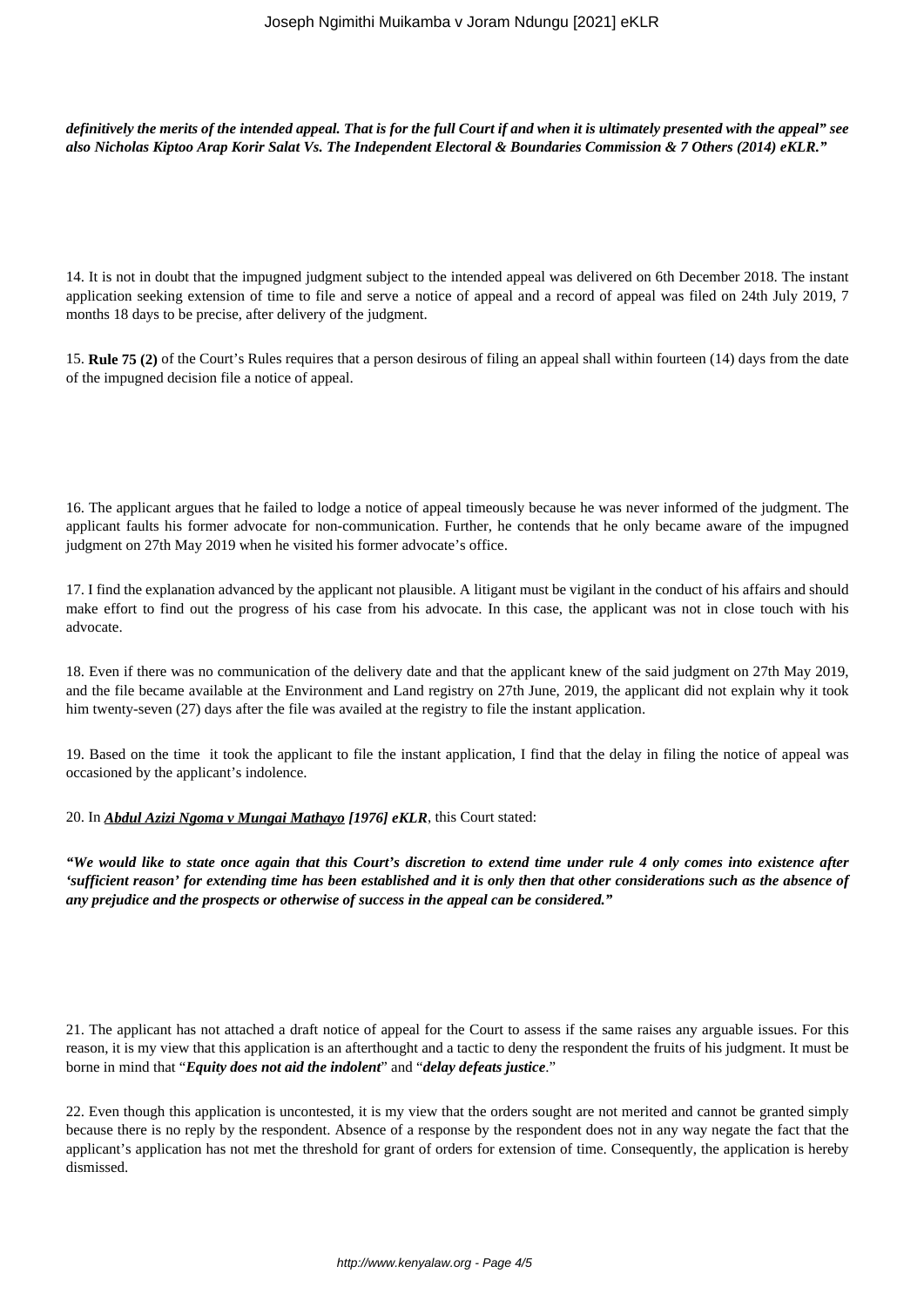***definitively the merits of the intended appeal. That is for the full Court if and when it is ultimately presented with the appeal" see also Nicholas Kiptoo Arap Korir Salat Vs. The Independent Electoral & Boundaries Commission & 7 Others (2014) eKLR."***

14. It is not in doubt that the impugned judgment subject to the intended appeal was delivered on 6th December 2018. The instant application seeking extension of time to file and serve a notice of appeal and a record of appeal was filed on 24th July 2019, 7 months 18 days to be precise, after delivery of the judgment.

15. **Rule 75 (2)** of the Court's Rules requires that a person desirous of filing an appeal shall within fourteen (14) days from the date of the impugned decision file a notice of appeal.

16. The applicant argues that he failed to lodge a notice of appeal timeously because he was never informed of the judgment. The applicant faults his former advocate for non-communication. Further, he contends that he only became aware of the impugned judgment on 27th May 2019 when he visited his former advocate's office.

17. I find the explanation advanced by the applicant not plausible. A litigant must be vigilant in the conduct of his affairs and should make effort to find out the progress of his case from his advocate. In this case, the applicant was not in close touch with his advocate.

18. Even if there was no communication of the delivery date and that the applicant knew of the said judgment on 27th May 2019, and the file became available at the Environment and Land registry on 27th June, 2019, the applicant did not explain why it took him twenty-seven (27) days after the file was availed at the registry to file the instant application.

19. Based on the time it took the applicant to file the instant application, I find that the delay in filing the notice of appeal was occasioned by the applicant's indolence.

20. In ***Abdul Azizi Ngoma v Mungai Mathayo [1976] eKLR***, this Court stated:

***"We would like to state once again that this Court's discretion to extend time under rule 4 only comes into existence after 'sufficient reason' for extending time has been established and it is only then that other considerations such as the absence of any prejudice and the prospects or otherwise of success in the appeal can be considered."***

21. The applicant has not attached a draft notice of appeal for the Court to assess if the same raises any arguable issues. For this reason, it is my view that this application is an afterthought and a tactic to deny the respondent the fruits of his judgment. It must be borne in mind that "***Equity does not aid the indolent***" and "***delay defeats justice***."

22. Even though this application is uncontested, it is my view that the orders sought are not merited and cannot be granted simply because there is no reply by the respondent. Absence of a response by the respondent does not in any way negate the fact that the applicant's application has not met the threshold for grant of orders for extension of time. Consequently, the application is hereby dismissed.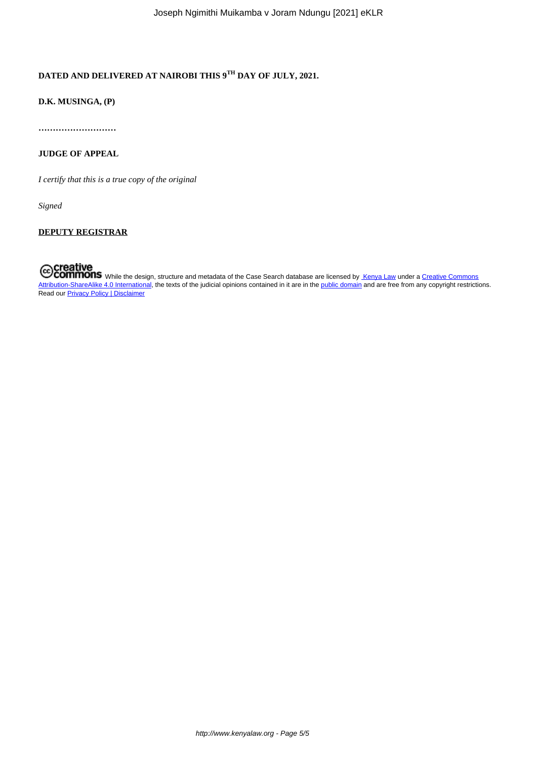**DATED AND DELIVERED AT NAIROBI THIS 9TH DAY OF JULY, 2021.**

**D.K. MUSINGA, (P)**

**………………………**

**JUDGE OF APPEAL**

*I certify that this is a true copy of the original*

*Signed*

**DEPUTY REGISTRAR**

While the design, structure and metadata of the Case Search database are licensed by Kenya Law under a Creative Commons Attribution-ShareAlike 4.0 International, the texts of the judicial opinions contained in it are in the public domain and are free from any copyright restrictions. Read our Privacy Policy | Disclaimer